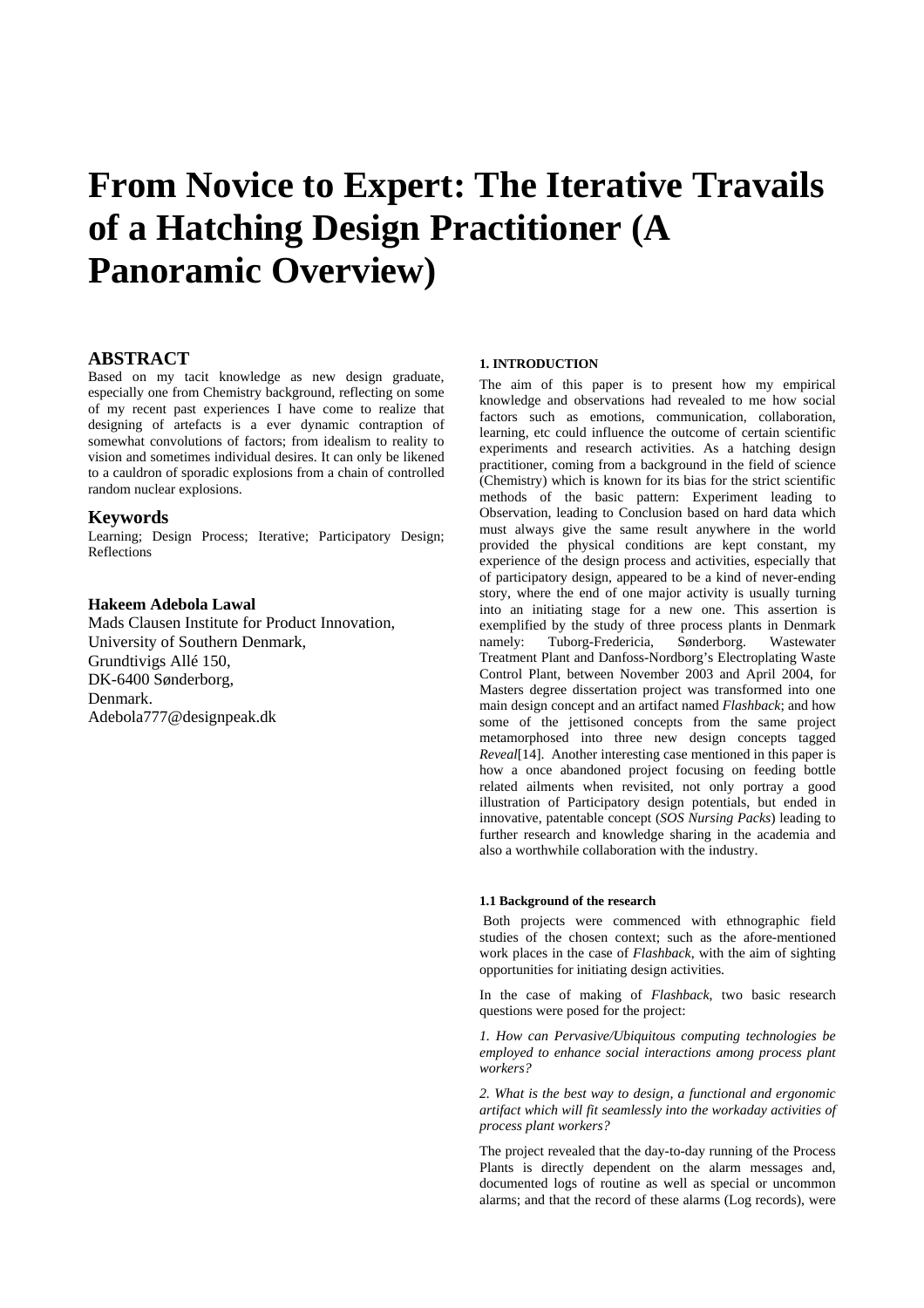// From Novice to Expert: The Iterative Travails of a Hatching Design Practitioner (A Panoramic Overview)

## ABSTRACT

Based on my tacit knowledge as new design graduate, especially one from Chemistry background, reflecting on some of my recent past experiences I have come to realize that designing of artefacts is a ever dynamic contraption of somewhat convolutions of factors; from idealism to reality to vision and sometimes individual desires. It can only be likened to a cauldron of sporadic explosions from a chain of controlled random nuclear explosions.

## Keywords

Learning; Design Process; Iterative; Participatory Design; Reflections

**Hakeem Adebola Lawal**

Mads Clausen Institute for Product Innovation,
University of Southern Denmark,
Grundtvigs Allé 150,
DK-6400 Sønderborg,
Denmark.
Adebola777@designpeak.dk

### 1. INTRODUCTION

The aim of this paper is to present how my empirical knowledge and observations had revealed to me how social factors such as emotions, communication, collaboration, learning, etc could influence the outcome of certain scientific experiments and research activities. As a hatching design practitioner, coming from a background in the field of science (Chemistry) which is known for its bias for the strict scientific methods of the basic pattern: Experiment leading to Observation, leading to Conclusion based on hard data which must always give the same result anywhere in the world provided the physical conditions are kept constant, my experience of the design process and activities, especially that of participatory design, appeared to be a kind of never-ending story, where the end of one major activity is usually turning into an initiating stage for a new one. This assertion is exemplified by the study of three process plants in Denmark namely: Tuborg-Fredericia, Sønderborg. Wastewater Treatment Plant and Danfoss-Nordborg's Electroplating Waste Control Plant, between November 2003 and April 2004, for Masters degree dissertation project was transformed into one main design concept and an artifact named *Flashback*; and how some of the jettisoned concepts from the same project metamorphosed into three new design concepts tagged *Reveal*[14]. Another interesting case mentioned in this paper is how a once abandoned project focusing on feeding bottle related ailments when revisited, not only portray a good illustration of Participatory design potentials, but ended in innovative, patentable concept (*SOS Nursing Packs*) leading to further research and knowledge sharing in the academia and also a worthwhile collaboration with the industry.

#### 1.1 Background of the research

Both projects were commenced with ethnographic field studies of the chosen context; such as the afore-mentioned work places in the case of *Flashback,* with the aim of sighting opportunities for initiating design activities.

In the case of making of *Flashback*, two basic research questions were posed for the project:

*1. How can Pervasive/Ubiquitous computing technologies be employed to enhance social interactions among process plant workers?*

*2. What is the best way to design, a functional and ergonomic artifact which will fit seamlessly into the workaday activities of process plant workers?*

The project revealed that the day-to-day running of the Process Plants is directly dependent on the alarm messages and, documented logs of routine as well as special or uncommon alarms; and that the record of these alarms (Log records), were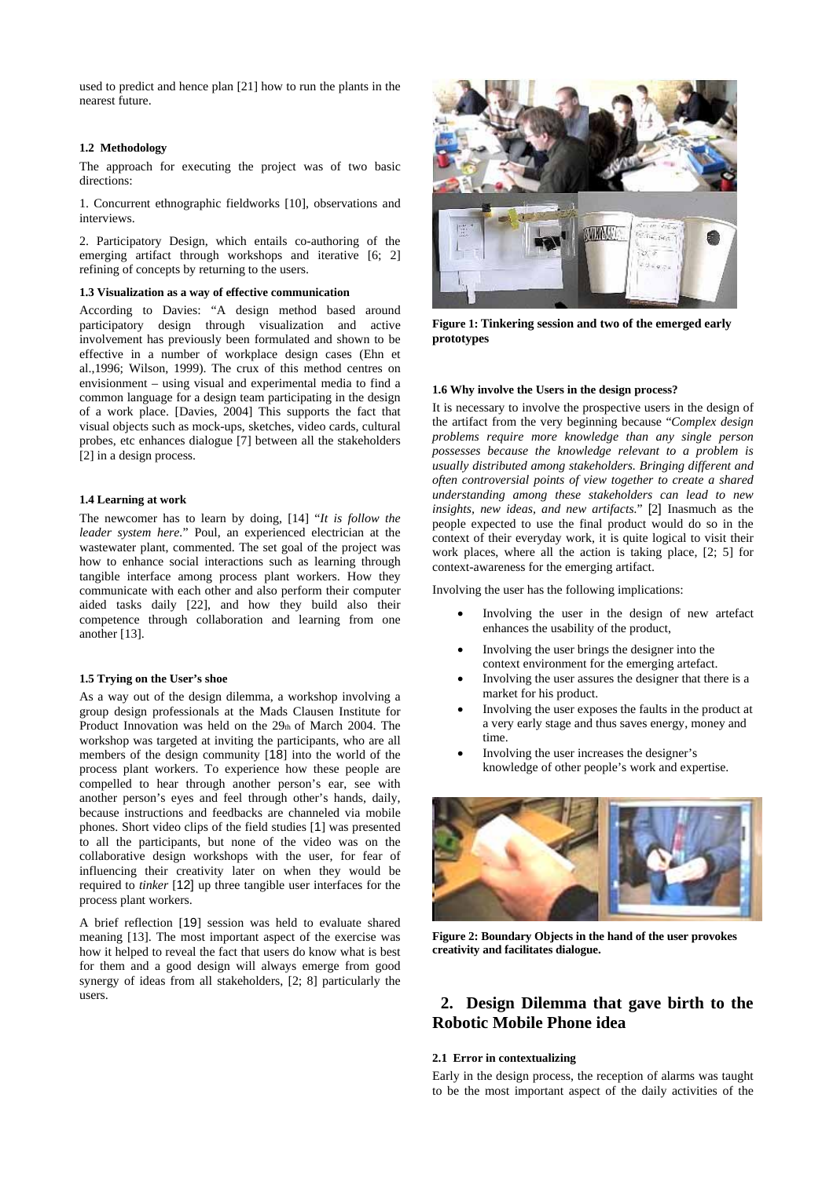used to predict and hence plan [21] how to run the plants in the nearest future.

### 1.2 Methodology

The approach for executing the project was of two basic directions:

1. Concurrent ethnographic fieldworks [10], observations and interviews.

2. Participatory Design, which entails co-authoring of the emerging artifact through workshops and iterative [6; 2] refining of concepts by returning to the users.

### 1.3 Visualization as a way of effective communication

According to Davies: "A design method based around participatory design through visualization and active involvement has previously been formulated and shown to be effective in a number of workplace design cases (Ehn et al.,1996; Wilson, 1999). The crux of this method centres on envisionment – using visual and experimental media to find a common language for a design team participating in the design of a work place. [Davies, 2004] This supports the fact that visual objects such as mock-ups, sketches, video cards, cultural probes, etc enhances dialogue [7] between all the stakeholders [2] in a design process.

### 1.4 Learning at work

The newcomer has to learn by doing, [14] "*It is follow the leader system here.*" Poul, an experienced electrician at the wastewater plant, commented. The set goal of the project was how to enhance social interactions such as learning through tangible interface among process plant workers. How they communicate with each other and also perform their computer aided tasks daily [22], and how they build also their competence through collaboration and learning from one another [13].

### 1.5 Trying on the User's shoe

As a way out of the design dilemma, a workshop involving a group design professionals at the Mads Clausen Institute for Product Innovation was held on the 29th of March 2004. The workshop was targeted at inviting the participants, who are all members of the design community [18] into the world of the process plant workers. To experience how these people are compelled to hear through another person's ear, see with another person's eyes and feel through other's hands, daily, because instructions and feedbacks are channeled via mobile phones. Short video clips of the field studies [1] was presented to all the participants, but none of the video was on the collaborative design workshops with the user, for fear of influencing their creativity later on when they would be required to *tinker* [12] up three tangible user interfaces for the process plant workers.

A brief reflection [19] session was held to evaluate shared meaning [13]. The most important aspect of the exercise was how it helped to reveal the fact that users do know what is best for them and a good design will always emerge from good synergy of ideas from all stakeholders, [2; 8] particularly the users.

**Figure 1: Tinkering session and two of the emerged early prototypes**

### 1.6 Why involve the Users in the design process?

It is necessary to involve the prospective users in the design of the artifact from the very beginning because "*Complex design problems require more knowledge than any single person possesses because the knowledge relevant to a problem is usually distributed among stakeholders. Bringing different and often controversial points of view together to create a shared understanding among these stakeholders can lead to new insights, new ideas, and new artifacts.*" [2] Inasmuch as the people expected to use the final product would do so in the context of their everyday work, it is quite logical to visit their work places, where all the action is taking place, [2; 5] for context-awareness for the emerging artifact.

Involving the user has the following implications:

- Involving the user in the design of new artefact enhances the usability of the product,
- Involving the user brings the designer into the context environment for the emerging artefact.
- Involving the user assures the designer that there is a market for his product.
- Involving the user exposes the faults in the product at a very early stage and thus saves energy, money and time.
- Involving the user increases the designer's knowledge of other people's work and expertise.

**Figure 2: Boundary Objects in the hand of the user provokes creativity and facilitates dialogue.**

## 2. Design Dilemma that gave birth to the Robotic Mobile Phone idea

### 2.1 Error in contextualizing

Early in the design process, the reception of alarms was taught to be the most important aspect of the daily activities of the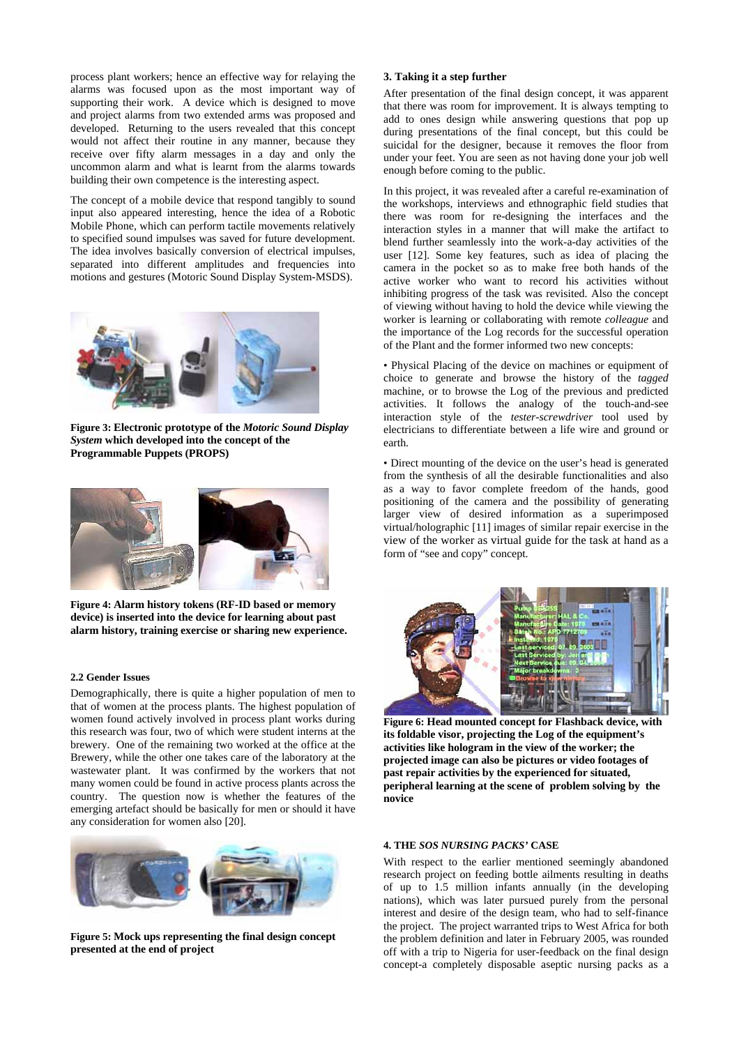process plant workers; hence an effective way for relaying the alarms was focused upon as the most important way of supporting their work. A device which is designed to move and project alarms from two extended arms was proposed and developed. Returning to the users revealed that this concept would not affect their routine in any manner, because they receive over fifty alarm messages in a day and only the uncommon alarm and what is learnt from the alarms towards building their own competence is the interesting aspect.

The concept of a mobile device that respond tangibly to sound input also appeared interesting, hence the idea of a Robotic Mobile Phone, which can perform tactile movements relatively to specified sound impulses was saved for future development. The idea involves basically conversion of electrical impulses, separated into different amplitudes and frequencies into motions and gestures (Motoric Sound Display System-MSDS).

**Figure 3: Electronic prototype of the *Motoric Sound Display System* which developed into the concept of the Programmable Puppets (PROPS)**

**Figure 4: Alarm history tokens (RF-ID based or memory device) is inserted into the device for learning about past alarm history, training exercise or sharing new experience.**

### 2.2 Gender Issues

Demographically, there is quite a higher population of men to that of women at the process plants. The highest population of women found actively involved in process plant works during this research was four, two of which were student interns at the brewery. One of the remaining two worked at the office at the Brewery, while the other one takes care of the laboratory at the wastewater plant. It was confirmed by the workers that not many women could be found in active process plants across the country. The question now is whether the features of the emerging artefact should be basically for men or should it have any consideration for women also [20].

**Figure 5: Mock ups representing the final design concept presented at the end of project**

### 3. Taking it a step further

After presentation of the final design concept, it was apparent that there was room for improvement. It is always tempting to add to ones design while answering questions that pop up during presentations of the final concept, but this could be suicidal for the designer, because it removes the floor from under your feet. You are seen as not having done your job well enough before coming to the public.

In this project, it was revealed after a careful re-examination of the workshops, interviews and ethnographic field studies that there was room for re-designing the interfaces and the interaction styles in a manner that will make the artifact to blend further seamlessly into the work-a-day activities of the user [12]. Some key features, such as idea of placing the camera in the pocket so as to make free both hands of the active worker who want to record his activities without inhibiting progress of the task was revisited. Also the concept of viewing without having to hold the device while viewing the worker is learning or collaborating with remote *colleague* and the importance of the Log records for the successful operation of the Plant and the former informed two new concepts:

- Physical Placing of the device on machines or equipment of choice to generate and browse the history of the *tagged* machine, or to browse the Log of the previous and predicted activities. It follows the analogy of the touch-and-see interaction style of the *tester-screwdriver* tool used by electricians to differentiate between a life wire and ground or earth.

- Direct mounting of the device on the user's head is generated from the synthesis of all the desirable functionalities and also as a way to favor complete freedom of the hands, good positioning of the camera and the possibility of generating larger view of desired information as a superimposed virtual/holographic [11] images of similar repair exercise in the view of the worker as virtual guide for the task at hand as a form of "see and copy" concept.

**Figure 6: Head mounted concept for Flashback device, with its foldable visor, projecting the Log of the equipment's activities like hologram in the view of the worker; the projected image can also be pictures or video footages of past repair activities by the experienced for situated, peripheral learning at the scene of problem solving by the novice**

### 4. THE *SOS NURSING PACKS'* CASE

With respect to the earlier mentioned seemingly abandoned research project on feeding bottle ailments resulting in deaths of up to 1.5 million infants annually (in the developing nations), which was later pursued purely from the personal interest and desire of the design team, who had to self-finance the project. The project warranted trips to West Africa for both the problem definition and later in February 2005, was rounded off with a trip to Nigeria for user-feedback on the final design concept-a completely disposable aseptic nursing packs as a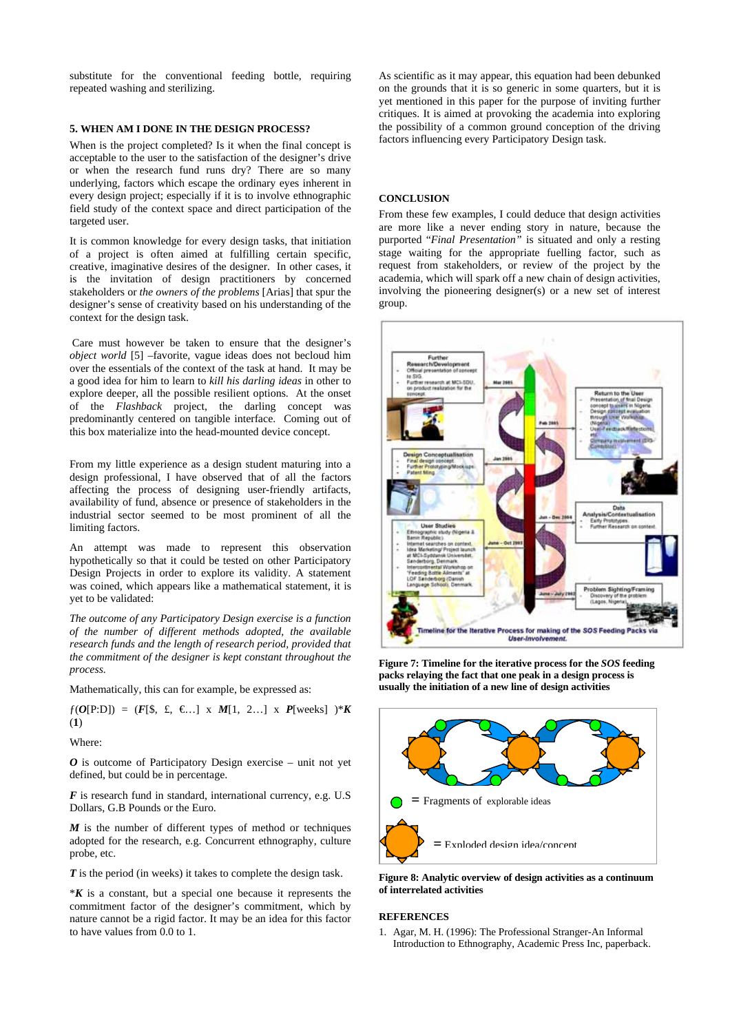substitute for the conventional feeding bottle, requiring repeated washing and sterilizing.

## 5. WHEN AM I DONE IN THE DESIGN PROCESS?

When is the project completed? Is it when the final concept is acceptable to the user to the satisfaction of the designer's drive or when the research fund runs dry? There are so many underlying, factors which escape the ordinary eyes inherent in every design project; especially if it is to involve ethnographic field study of the context space and direct participation of the targeted user.

It is common knowledge for every design tasks, that initiation of a project is often aimed at fulfilling certain specific, creative, imaginative desires of the designer. In other cases, it is the invitation of design practitioners by concerned stakeholders or *the owners of the problems* [Arias] that spur the designer's sense of creativity based on his understanding of the context for the design task.

Care must however be taken to ensure that the designer's *object world* [5] –favorite, vague ideas does not becloud him over the essentials of the context of the task at hand. It may be a good idea for him to learn to *kill his darling ideas* in other to explore deeper, all the possible resilient options. At the onset of the *Flashback* project, the darling concept was predominantly centered on tangible interface. Coming out of this box materialize into the head-mounted device concept.

From my little experience as a design student maturing into a design professional, I have observed that of all the factors affecting the process of designing user-friendly artifacts, availability of fund, absence or presence of stakeholders in the industrial sector seemed to be most prominent of all the limiting factors.

An attempt was made to represent this observation hypothetically so that it could be tested on other Participatory Design Projects in order to explore its validity. A statement was coined, which appears like a mathematical statement, it is yet to be validated:

*The outcome of any Participatory Design exercise is a function of the number of different methods adopted, the available research funds and the length of research period, provided that the commitment of the designer is kept constant throughout the process.*

Mathematically, this can for example, be expressed as:

$$f(\boldsymbol{O}[\text{P:D}]) = (\boldsymbol{F}[\$,\ £,\ €\ldots] \times \boldsymbol{M}[1,\ 2\ldots] \times \boldsymbol{P}[\text{weeks}])^{*}\boldsymbol{K} \quad (\mathbf{1})$$

Where:

***O*** is outcome of Participatory Design exercise – unit not yet defined, but could be in percentage.

***F*** is research fund in standard, international currency, e.g. U.S Dollars, G.B Pounds or the Euro.

***M*** is the number of different types of method or techniques adopted for the research, e.g. Concurrent ethnography, culture probe, etc.

***T*** is the period (in weeks) it takes to complete the design task.

\****K*** is a constant, but a special one because it represents the commitment factor of the designer's commitment, which by nature cannot be a rigid factor. It may be an idea for this factor to have values from 0.0 to 1.

As scientific as it may appear, this equation had been debunked on the grounds that it is so generic in some quarters, but it is yet mentioned in this paper for the purpose of inviting further critiques. It is aimed at provoking the academia into exploring the possibility of a common ground conception of the driving factors influencing every Participatory Design task.

## CONCLUSION

From these few examples, I could deduce that design activities are more like a never ending story in nature, because the purported *"Final Presentation"* is situated and only a resting stage waiting for the appropriate fuelling factor, such as request from stakeholders, or review of the project by the academia, which will spark off a new chain of design activities, involving the pioneering designer(s) or a new set of interest group.

**Figure 7: Timeline for the iterative process for the *SOS* feeding packs relaying the fact that one peak in a design process is usually the initiation of a new line of design activities**

**Figure 8: Analytic overview of design activities as a continuum of interrelated activities**

## REFERENCES

1. Agar, M. H. (1996): The Professional Stranger-An Informal Introduction to Ethnography, Academic Press Inc, paperback.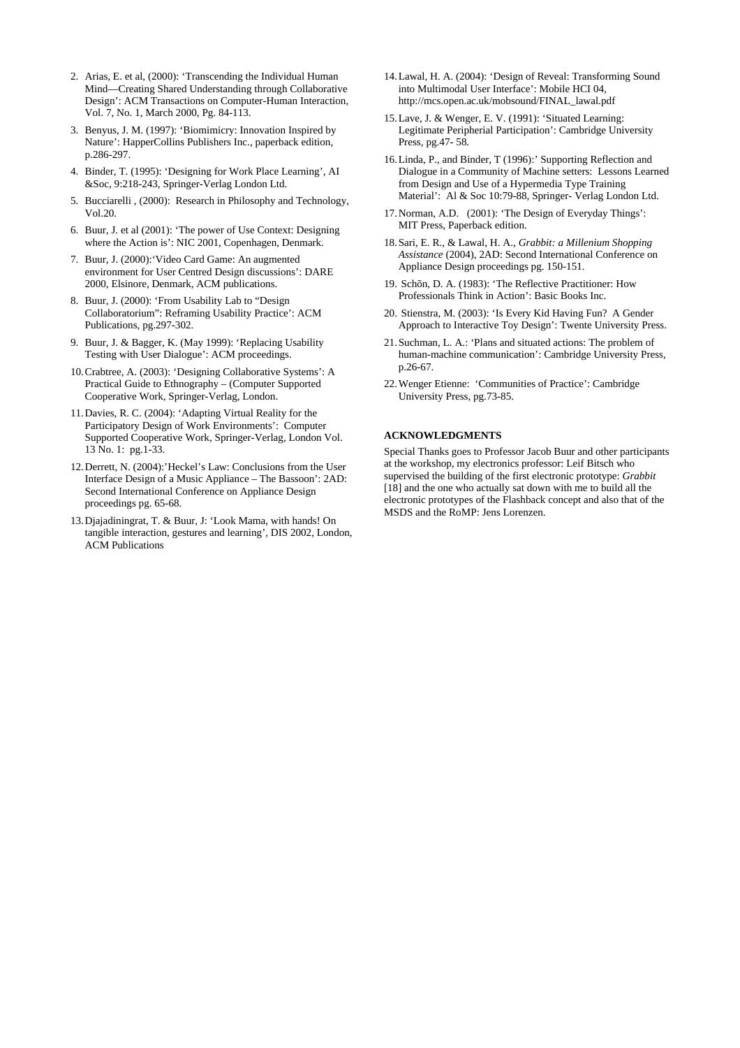2. Arias, E. et al, (2000): 'Transcending the Individual Human Mind—Creating Shared Understanding through Collaborative Design': ACM Transactions on Computer-Human Interaction, Vol. 7, No. 1, March 2000, Pg. 84-113.

3. Benyus, J. M. (1997): 'Biomimicry: Innovation Inspired by Nature': HapperCollins Publishers Inc., paperback edition, p.286-297.

4. Binder, T. (1995): 'Designing for Work Place Learning', AI &Soc, 9:218-243, Springer-Verlag London Ltd.

5. Bucciarelli , (2000): Research in Philosophy and Technology, Vol.20.

6. Buur, J. et al (2001): 'The power of Use Context: Designing where the Action is': NIC 2001, Copenhagen, Denmark.

7. Buur, J. (2000):'Video Card Game: An augmented environment for User Centred Design discussions': DARE 2000, Elsinore, Denmark, ACM publications.

8. Buur, J. (2000): 'From Usability Lab to "Design Collaboratorium": Reframing Usability Practice': ACM Publications, pg.297-302.

9. Buur, J. & Bagger, K. (May 1999): 'Replacing Usability Testing with User Dialogue': ACM proceedings.

10. Crabtree, A. (2003): 'Designing Collaborative Systems': A Practical Guide to Ethnography – (Computer Supported Cooperative Work, Springer-Verlag, London.

11. Davies, R. C. (2004): 'Adapting Virtual Reality for the Participatory Design of Work Environments': Computer Supported Cooperative Work, Springer-Verlag, London Vol. 13 No. 1: pg.1-33.

12. Derrett, N. (2004):'Heckel's Law: Conclusions from the User Interface Design of a Music Appliance – The Bassoon': 2AD: Second International Conference on Appliance Design proceedings pg. 65-68.

13. Djajadiningrat, T. & Buur, J: 'Look Mama, with hands! On tangible interaction, gestures and learning', DIS 2002, London, ACM Publications

14. Lawal, H. A. (2004): 'Design of Reveal: Transforming Sound into Multimodal User Interface': Mobile HCI 04, http://mcs.open.ac.uk/mobsound/FINAL_lawal.pdf

15. Lave, J. & Wenger, E. V. (1991): 'Situated Learning: Legitimate Peripherial Participation': Cambridge University Press, pg.47- 58.

16. Linda, P., and Binder, T (1996):' Supporting Reflection and Dialogue in a Community of Machine setters: Lessons Learned from Design and Use of a Hypermedia Type Training Material': Al & Soc 10:79-88, Springer- Verlag London Ltd.

17. Norman, A.D. (2001): 'The Design of Everyday Things': MIT Press, Paperback edition.

18. Sari, E. R., & Lawal, H. A., *Grabbit: a Millenium Shopping Assistance* (2004), 2AD: Second International Conference on Appliance Design proceedings pg. 150-151.

19. Schõn, D. A. (1983): 'The Reflective Practitioner: How Professionals Think in Action': Basic Books Inc.

20. Stienstra, M. (2003): 'Is Every Kid Having Fun? A Gender Approach to Interactive Toy Design': Twente University Press.

21. Suchman, L. A.: 'Plans and situated actions: The problem of human-machine communication': Cambridge University Press, p.26-67.

22. Wenger Etienne: 'Communities of Practice': Cambridge University Press, pg.73-85.

## ACKNOWLEDGMENTS

Special Thanks goes to Professor Jacob Buur and other participants at the workshop, my electronics professor: Leif Bitsch who supervised the building of the first electronic prototype: *Grabbit* [18] and the one who actually sat down with me to build all the electronic prototypes of the Flashback concept and also that of the MSDS and the RoMP: Jens Lorenzen.